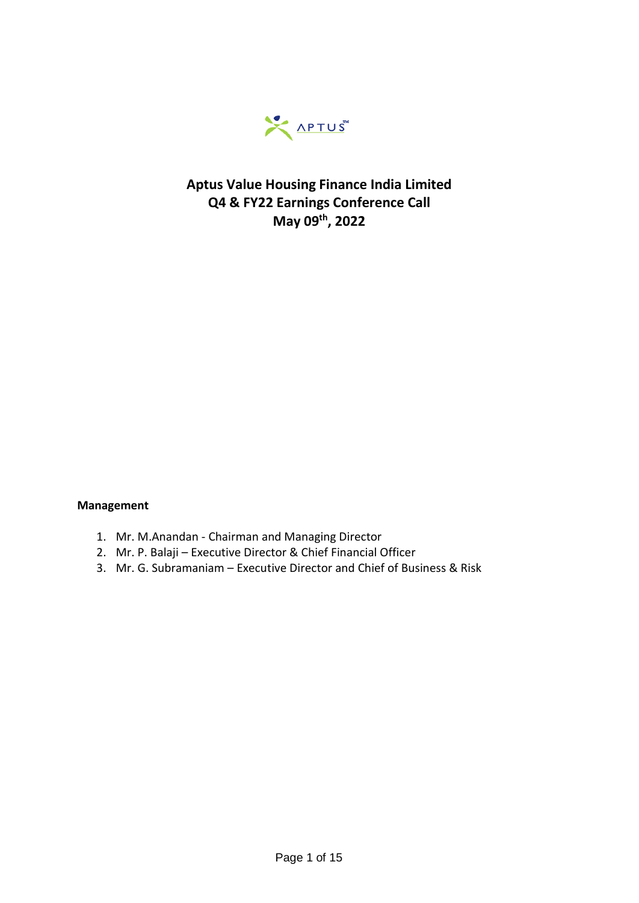# Aptus Value Housing Finance India Limited
# Q4 & FY22 Earnings Conference Call
# May 09th, 2022

**Management**

1. Mr. M.Anandan - Chairman and Managing Director
2. Mr. P. Balaji – Executive Director & Chief Financial Officer
3. Mr. G. Subramaniam – Executive Director and Chief of Business & Risk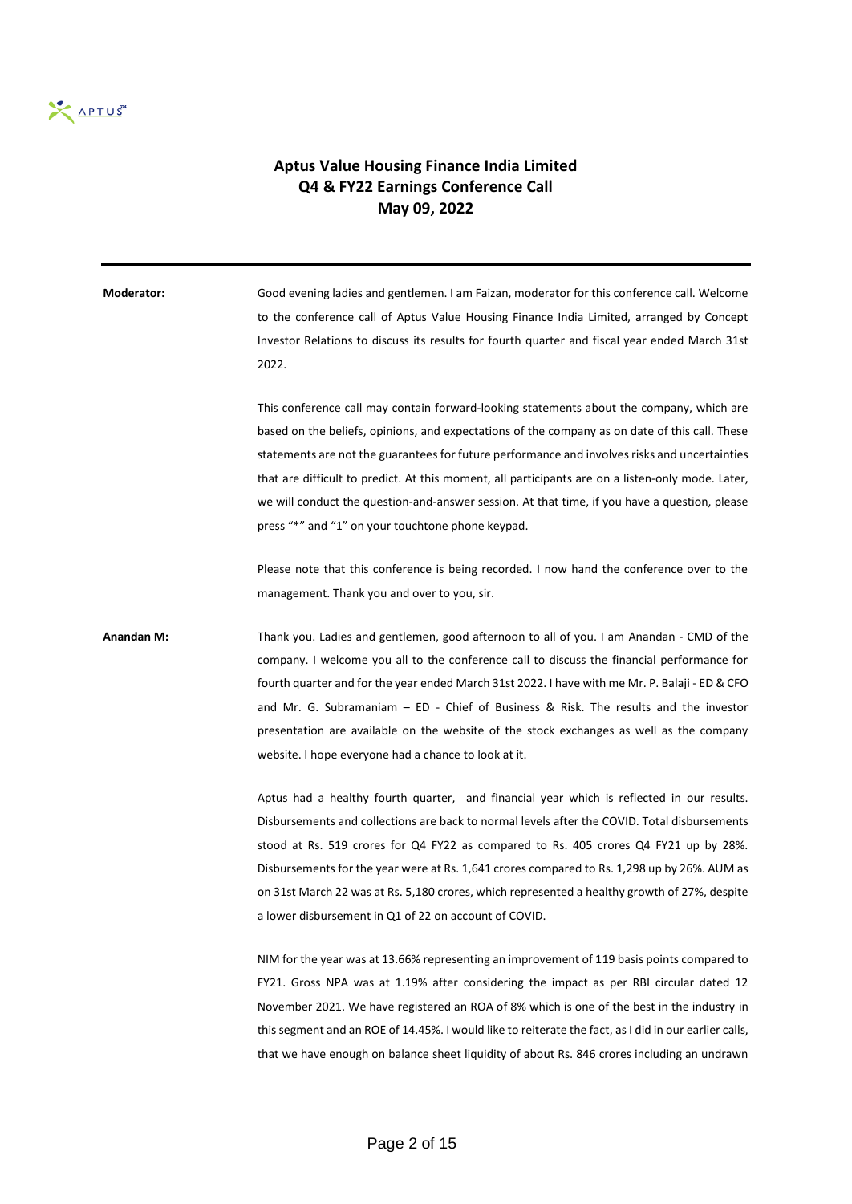# Aptus Value Housing Finance India Limited
# Q4 & FY22 Earnings Conference Call
# May 09, 2022

---

**Moderator:** Good evening ladies and gentlemen. I am Faizan, moderator for this conference call. Welcome to the conference call of Aptus Value Housing Finance India Limited, arranged by Concept Investor Relations to discuss its results for fourth quarter and fiscal year ended March 31st 2022.

This conference call may contain forward-looking statements about the company, which are based on the beliefs, opinions, and expectations of the company as on date of this call. These statements are not the guarantees for future performance and involves risks and uncertainties that are difficult to predict. At this moment, all participants are on a listen-only mode. Later, we will conduct the question-and-answer session. At that time, if you have a question, please press "*" and "1" on your touchtone phone keypad.

Please note that this conference is being recorded. I now hand the conference over to the management. Thank you and over to you, sir.

**Anandan M:** Thank you. Ladies and gentlemen, good afternoon to all of you. I am Anandan - CMD of the company. I welcome you all to the conference call to discuss the financial performance for fourth quarter and for the year ended March 31st 2022. I have with me Mr. P. Balaji - ED & CFO and Mr. G. Subramaniam – ED - Chief of Business & Risk. The results and the investor presentation are available on the website of the stock exchanges as well as the company website. I hope everyone had a chance to look at it.

Aptus had a healthy fourth quarter, and financial year which is reflected in our results. Disbursements and collections are back to normal levels after the COVID. Total disbursements stood at Rs. 519 crores for Q4 FY22 as compared to Rs. 405 crores Q4 FY21 up by 28%. Disbursements for the year were at Rs. 1,641 crores compared to Rs. 1,298 up by 26%. AUM as on 31st March 22 was at Rs. 5,180 crores, which represented a healthy growth of 27%, despite a lower disbursement in Q1 of 22 on account of COVID.

NIM for the year was at 13.66% representing an improvement of 119 basis points compared to FY21. Gross NPA was at 1.19% after considering the impact as per RBI circular dated 12 November 2021. We have registered an ROA of 8% which is one of the best in the industry in this segment and an ROE of 14.45%. I would like to reiterate the fact, as I did in our earlier calls, that we have enough on balance sheet liquidity of about Rs. 846 crores including an undrawn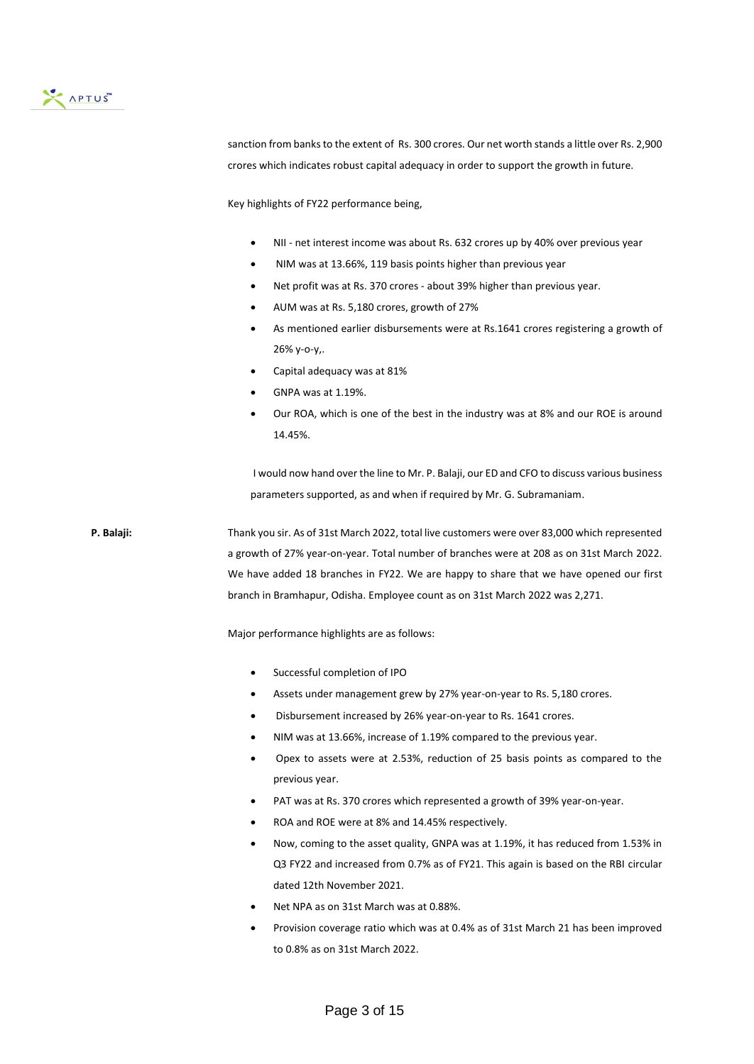sanction from banks to the extent of Rs. 300 crores. Our net worth stands a little over Rs. 2,900 crores which indicates robust capital adequacy in order to support the growth in future.

Key highlights of FY22 performance being,

- NII - net interest income was about Rs. 632 crores up by 40% over previous year
- NIM was at 13.66%, 119 basis points higher than previous year
- Net profit was at Rs. 370 crores - about 39% higher than previous year.
- AUM was at Rs. 5,180 crores, growth of 27%
- As mentioned earlier disbursements were at Rs.1641 crores registering a growth of 26% y-o-y,.
- Capital adequacy was at 81%
- GNPA was at 1.19%.
- Our ROA, which is one of the best in the industry was at 8% and our ROE is around 14.45%.

I would now hand over the line to Mr. P. Balaji, our ED and CFO to discuss various business parameters supported, as and when if required by Mr. G. Subramaniam.

**P. Balaji:** Thank you sir. As of 31st March 2022, total live customers were over 83,000 which represented a growth of 27% year-on-year. Total number of branches were at 208 as on 31st March 2022. We have added 18 branches in FY22. We are happy to share that we have opened our first branch in Bramhapur, Odisha. Employee count as on 31st March 2022 was 2,271.

Major performance highlights are as follows:

- Successful completion of IPO
- Assets under management grew by 27% year-on-year to Rs. 5,180 crores.
- Disbursement increased by 26% year-on-year to Rs. 1641 crores.
- NIM was at 13.66%, increase of 1.19% compared to the previous year.
- Opex to assets were at 2.53%, reduction of 25 basis points as compared to the previous year.
- PAT was at Rs. 370 crores which represented a growth of 39% year-on-year.
- ROA and ROE were at 8% and 14.45% respectively.
- Now, coming to the asset quality, GNPA was at 1.19%, it has reduced from 1.53% in Q3 FY22 and increased from 0.7% as of FY21. This again is based on the RBI circular dated 12th November 2021.
- Net NPA as on 31st March was at 0.88%.
- Provision coverage ratio which was at 0.4% as of 31st March 21 has been improved to 0.8% as on 31st March 2022.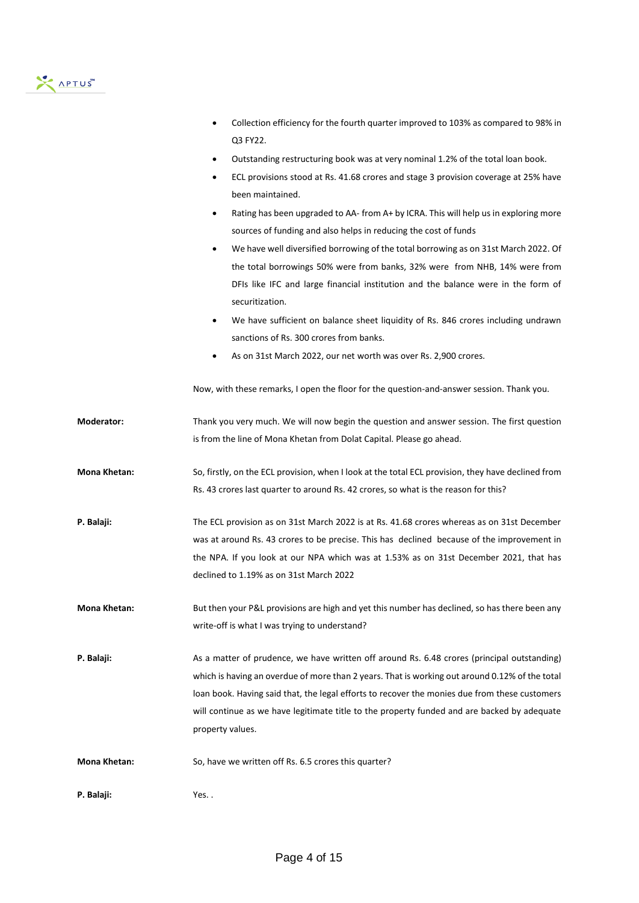- Collection efficiency for the fourth quarter improved to 103% as compared to 98% in Q3 FY22.
- Outstanding restructuring book was at very nominal 1.2% of the total loan book.
- ECL provisions stood at Rs. 41.68 crores and stage 3 provision coverage at 25% have been maintained.
- Rating has been upgraded to AA- from A+ by ICRA. This will help us in exploring more sources of funding and also helps in reducing the cost of funds
- We have well diversified borrowing of the total borrowing as on 31st March 2022. Of the total borrowings 50% were from banks, 32% were from NHB, 14% were from DFIs like IFC and large financial institution and the balance were in the form of securitization.
- We have sufficient on balance sheet liquidity of Rs. 846 crores including undrawn sanctions of Rs. 300 crores from banks.
- As on 31st March 2022, our net worth was over Rs. 2,900 crores.

Now, with these remarks, I open the floor for the question-and-answer session. Thank you.

**Moderator:** Thank you very much. We will now begin the question and answer session. The first question is from the line of Mona Khetan from Dolat Capital. Please go ahead.

**Mona Khetan:** So, firstly, on the ECL provision, when I look at the total ECL provision, they have declined from Rs. 43 crores last quarter to around Rs. 42 crores, so what is the reason for this?

**P. Balaji:** The ECL provision as on 31st March 2022 is at Rs. 41.68 crores whereas as on 31st December was at around Rs. 43 crores to be precise. This has declined because of the improvement in the NPA. If you look at our NPA which was at 1.53% as on 31st December 2021, that has declined to 1.19% as on 31st March 2022

**Mona Khetan:** But then your P&L provisions are high and yet this number has declined, so has there been any write-off is what I was trying to understand?

**P. Balaji:** As a matter of prudence, we have written off around Rs. 6.48 crores (principal outstanding) which is having an overdue of more than 2 years. That is working out around 0.12% of the total loan book. Having said that, the legal efforts to recover the monies due from these customers will continue as we have legitimate title to the property funded and are backed by adequate property values.

**Mona Khetan:** So, have we written off Rs. 6.5 crores this quarter?

**P. Balaji:** Yes. .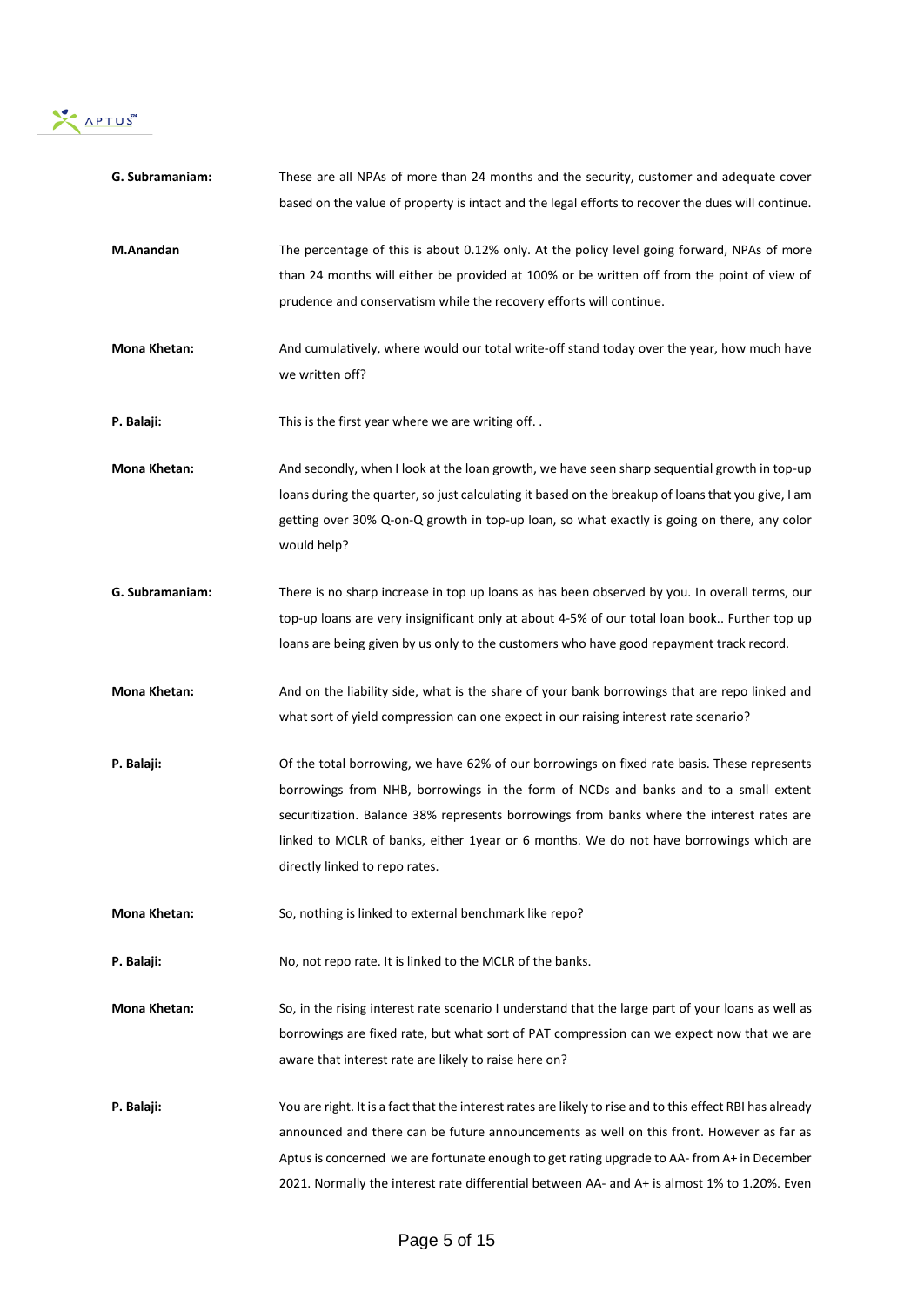**G. Subramaniam:** These are all NPAs of more than 24 months and the security, customer and adequate cover based on the value of property is intact and the legal efforts to recover the dues will continue.

**M.Anandan** The percentage of this is about 0.12% only. At the policy level going forward, NPAs of more than 24 months will either be provided at 100% or be written off from the point of view of prudence and conservatism while the recovery efforts will continue.

**Mona Khetan:** And cumulatively, where would our total write-off stand today over the year, how much have we written off?

**P. Balaji:** This is the first year where we are writing off. .

**Mona Khetan:** And secondly, when I look at the loan growth, we have seen sharp sequential growth in top-up loans during the quarter, so just calculating it based on the breakup of loans that you give, I am getting over 30% Q-on-Q growth in top-up loan, so what exactly is going on there, any color would help?

**G. Subramaniam:** There is no sharp increase in top up loans as has been observed by you. In overall terms, our top-up loans are very insignificant only at about 4-5% of our total loan book.. Further top up loans are being given by us only to the customers who have good repayment track record.

**Mona Khetan:** And on the liability side, what is the share of your bank borrowings that are repo linked and what sort of yield compression can one expect in our raising interest rate scenario?

**P. Balaji:** Of the total borrowing, we have 62% of our borrowings on fixed rate basis. These represents borrowings from NHB, borrowings in the form of NCDs and banks and to a small extent securitization. Balance 38% represents borrowings from banks where the interest rates are linked to MCLR of banks, either 1year or 6 months. We do not have borrowings which are directly linked to repo rates.

**Mona Khetan:** So, nothing is linked to external benchmark like repo?

**P. Balaji:** No, not repo rate. It is linked to the MCLR of the banks.

**Mona Khetan:** So, in the rising interest rate scenario I understand that the large part of your loans as well as borrowings are fixed rate, but what sort of PAT compression can we expect now that we are aware that interest rate are likely to raise here on?

**P. Balaji:** You are right. It is a fact that the interest rates are likely to rise and to this effect RBI has already announced and there can be future announcements as well on this front. However as far as Aptus is concerned we are fortunate enough to get rating upgrade to AA- from A+ in December 2021. Normally the interest rate differential between AA- and A+ is almost 1% to 1.20%. Even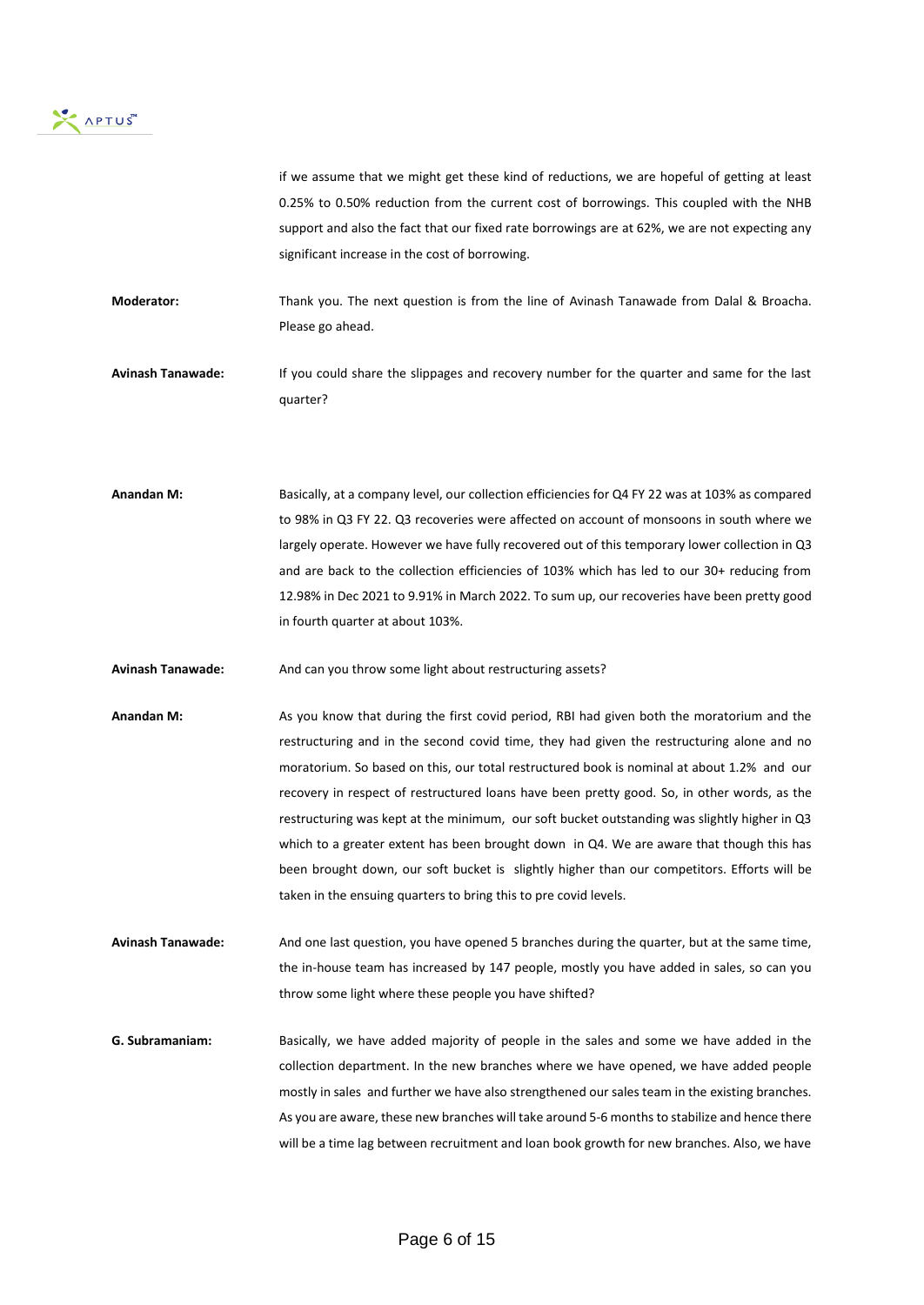if we assume that we might get these kind of reductions, we are hopeful of getting at least 0.25% to 0.50% reduction from the current cost of borrowings. This coupled with the NHB support and also the fact that our fixed rate borrowings are at 62%, we are not expecting any significant increase in the cost of borrowing.

**Moderator:** Thank you. The next question is from the line of Avinash Tanawade from Dalal & Broacha. Please go ahead.

**Avinash Tanawade:** If you could share the slippages and recovery number for the quarter and same for the last quarter?

**Anandan M:** Basically, at a company level, our collection efficiencies for Q4 FY 22 was at 103% as compared to 98% in Q3 FY 22. Q3 recoveries were affected on account of monsoons in south where we largely operate. However we have fully recovered out of this temporary lower collection in Q3 and are back to the collection efficiencies of 103% which has led to our 30+ reducing from 12.98% in Dec 2021 to 9.91% in March 2022. To sum up, our recoveries have been pretty good in fourth quarter at about 103%.

**Avinash Tanawade:** And can you throw some light about restructuring assets?

**Anandan M:** As you know that during the first covid period, RBI had given both the moratorium and the restructuring and in the second covid time, they had given the restructuring alone and no moratorium. So based on this, our total restructured book is nominal at about 1.2% and our recovery in respect of restructured loans have been pretty good. So, in other words, as the restructuring was kept at the minimum, our soft bucket outstanding was slightly higher in Q3 which to a greater extent has been brought down in Q4. We are aware that though this has been brought down, our soft bucket is slightly higher than our competitors. Efforts will be taken in the ensuing quarters to bring this to pre covid levels.

**Avinash Tanawade:** And one last question, you have opened 5 branches during the quarter, but at the same time, the in-house team has increased by 147 people, mostly you have added in sales, so can you throw some light where these people you have shifted?

**G. Subramaniam:** Basically, we have added majority of people in the sales and some we have added in the collection department. In the new branches where we have opened, we have added people mostly in sales and further we have also strengthened our sales team in the existing branches. As you are aware, these new branches will take around 5-6 months to stabilize and hence there will be a time lag between recruitment and loan book growth for new branches. Also, we have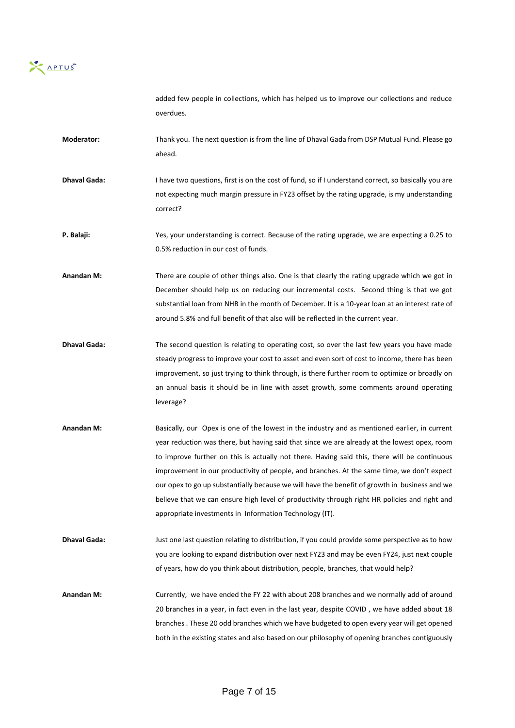added few people in collections, which has helped us to improve our collections and reduce overdues.

**Moderator:** Thank you. The next question is from the line of Dhaval Gada from DSP Mutual Fund. Please go ahead.

**Dhaval Gada:** I have two questions, first is on the cost of fund, so if I understand correct, so basically you are not expecting much margin pressure in FY23 offset by the rating upgrade, is my understanding correct?

**P. Balaji:** Yes, your understanding is correct. Because of the rating upgrade, we are expecting a 0.25 to 0.5% reduction in our cost of funds.

**Anandan M:** There are couple of other things also. One is that clearly the rating upgrade which we got in December should help us on reducing our incremental costs. Second thing is that we got substantial loan from NHB in the month of December. It is a 10-year loan at an interest rate of around 5.8% and full benefit of that also will be reflected in the current year.

**Dhaval Gada:** The second question is relating to operating cost, so over the last few years you have made steady progress to improve your cost to asset and even sort of cost to income, there has been improvement, so just trying to think through, is there further room to optimize or broadly on an annual basis it should be in line with asset growth, some comments around operating leverage?

**Anandan M:** Basically, our Opex is one of the lowest in the industry and as mentioned earlier, in current year reduction was there, but having said that since we are already at the lowest opex, room to improve further on this is actually not there. Having said this, there will be continuous improvement in our productivity of people, and branches. At the same time, we don't expect our opex to go up substantially because we will have the benefit of growth in business and we believe that we can ensure high level of productivity through right HR policies and right and appropriate investments in Information Technology (IT).

**Dhaval Gada:** Just one last question relating to distribution, if you could provide some perspective as to how you are looking to expand distribution over next FY23 and may be even FY24, just next couple of years, how do you think about distribution, people, branches, that would help?

**Anandan M:** Currently, we have ended the FY 22 with about 208 branches and we normally add of around 20 branches in a year, in fact even in the last year, despite COVID , we have added about 18 branches . These 20 odd branches which we have budgeted to open every year will get opened both in the existing states and also based on our philosophy of opening branches contiguously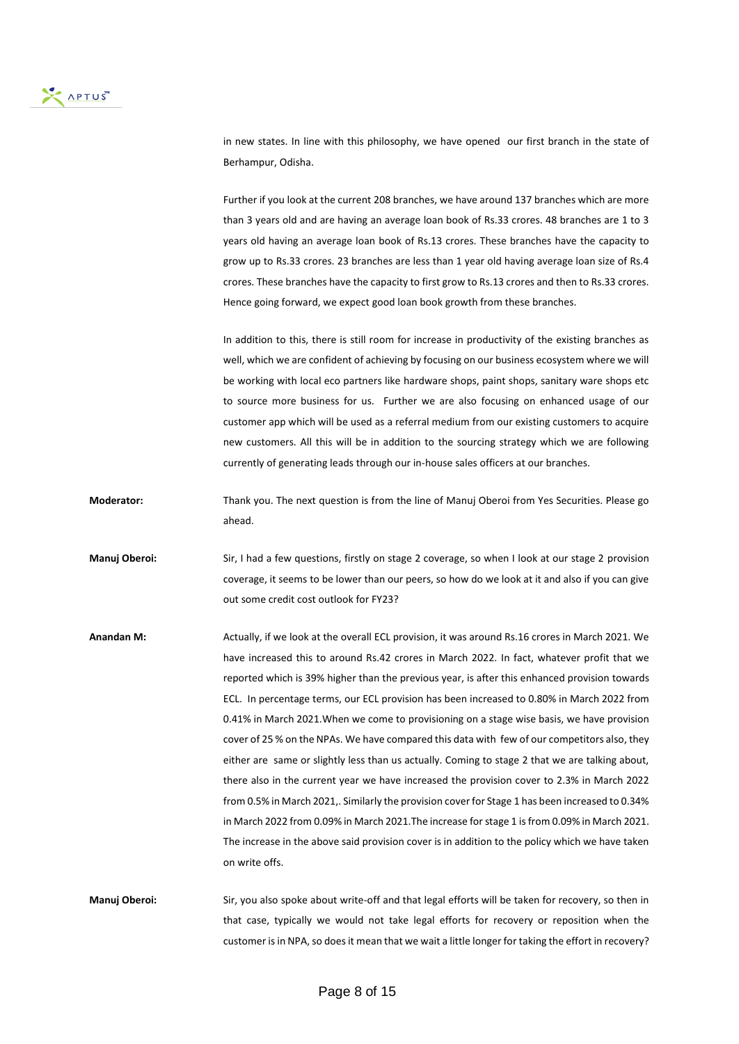in new states. In line with this philosophy, we have opened our first branch in the state of Berhampur, Odisha.

Further if you look at the current 208 branches, we have around 137 branches which are more than 3 years old and are having an average loan book of Rs.33 crores. 48 branches are 1 to 3 years old having an average loan book of Rs.13 crores. These branches have the capacity to grow up to Rs.33 crores. 23 branches are less than 1 year old having average loan size of Rs.4 crores. These branches have the capacity to first grow to Rs.13 crores and then to Rs.33 crores. Hence going forward, we expect good loan book growth from these branches.

In addition to this, there is still room for increase in productivity of the existing branches as well, which we are confident of achieving by focusing on our business ecosystem where we will be working with local eco partners like hardware shops, paint shops, sanitary ware shops etc to source more business for us. Further we are also focusing on enhanced usage of our customer app which will be used as a referral medium from our existing customers to acquire new customers. All this will be in addition to the sourcing strategy which we are following currently of generating leads through our in-house sales officers at our branches.

**Moderator:** Thank you. The next question is from the line of Manuj Oberoi from Yes Securities. Please go ahead.

**Manuj Oberoi:** Sir, I had a few questions, firstly on stage 2 coverage, so when I look at our stage 2 provision coverage, it seems to be lower than our peers, so how do we look at it and also if you can give out some credit cost outlook for FY23?

**Anandan M:** Actually, if we look at the overall ECL provision, it was around Rs.16 crores in March 2021. We have increased this to around Rs.42 crores in March 2022. In fact, whatever profit that we reported which is 39% higher than the previous year, is after this enhanced provision towards ECL. In percentage terms, our ECL provision has been increased to 0.80% in March 2022 from 0.41% in March 2021.When we come to provisioning on a stage wise basis, we have provision cover of 25 % on the NPAs. We have compared this data with few of our competitors also, they either are same or slightly less than us actually. Coming to stage 2 that we are talking about, there also in the current year we have increased the provision cover to 2.3% in March 2022 from 0.5% in March 2021,. Similarly the provision cover for Stage 1 has been increased to 0.34% in March 2022 from 0.09% in March 2021.The increase for stage 1 is from 0.09% in March 2021. The increase in the above said provision cover is in addition to the policy which we have taken on write offs.

**Manuj Oberoi:** Sir, you also spoke about write-off and that legal efforts will be taken for recovery, so then in that case, typically we would not take legal efforts for recovery or reposition when the customer is in NPA, so does it mean that we wait a little longer for taking the effort in recovery?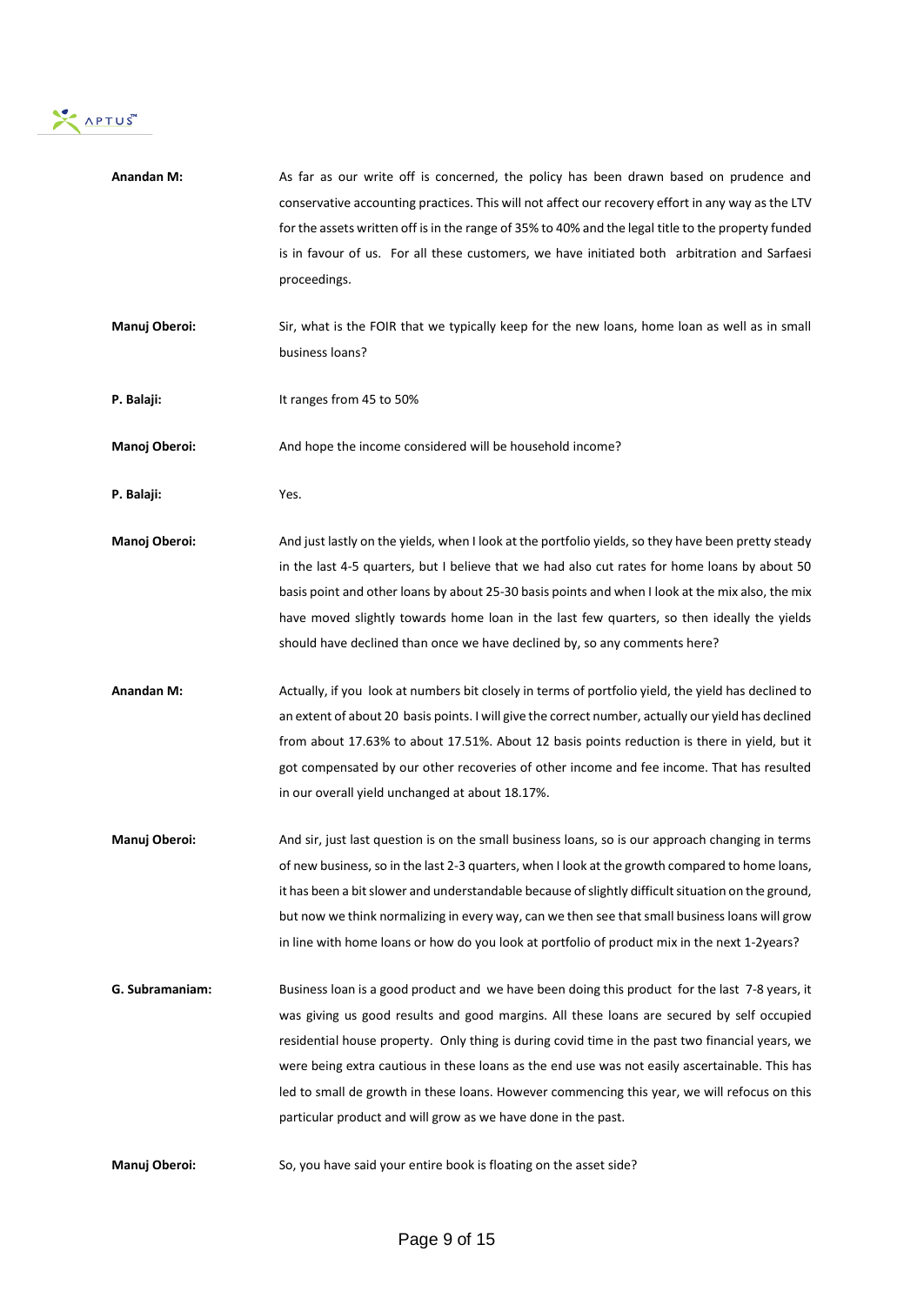**Anandan M:** As far as our write off is concerned, the policy has been drawn based on prudence and conservative accounting practices. This will not affect our recovery effort in any way as the LTV for the assets written off is in the range of 35% to 40% and the legal title to the property funded is in favour of us. For all these customers, we have initiated both arbitration and Sarfaesi proceedings.

**Manuj Oberoi:** Sir, what is the FOIR that we typically keep for the new loans, home loan as well as in small business loans?

**P. Balaji:** It ranges from 45 to 50%

**Manoj Oberoi:** And hope the income considered will be household income?

**P. Balaji:** Yes.

**Manoj Oberoi:** And just lastly on the yields, when I look at the portfolio yields, so they have been pretty steady in the last 4-5 quarters, but I believe that we had also cut rates for home loans by about 50 basis point and other loans by about 25-30 basis points and when I look at the mix also, the mix have moved slightly towards home loan in the last few quarters, so then ideally the yields should have declined than once we have declined by, so any comments here?

**Anandan M:** Actually, if you look at numbers bit closely in terms of portfolio yield, the yield has declined to an extent of about 20 basis points. I will give the correct number, actually our yield has declined from about 17.63% to about 17.51%. About 12 basis points reduction is there in yield, but it got compensated by our other recoveries of other income and fee income. That has resulted in our overall yield unchanged at about 18.17%.

**Manuj Oberoi:** And sir, just last question is on the small business loans, so is our approach changing in terms of new business, so in the last 2-3 quarters, when I look at the growth compared to home loans, it has been a bit slower and understandable because of slightly difficult situation on the ground, but now we think normalizing in every way, can we then see that small business loans will grow in line with home loans or how do you look at portfolio of product mix in the next 1-2years?

**G. Subramaniam:** Business loan is a good product and we have been doing this product for the last 7-8 years, it was giving us good results and good margins. All these loans are secured by self occupied residential house property. Only thing is during covid time in the past two financial years, we were being extra cautious in these loans as the end use was not easily ascertainable. This has led to small de growth in these loans. However commencing this year, we will refocus on this particular product and will grow as we have done in the past.

**Manuj Oberoi:** So, you have said your entire book is floating on the asset side?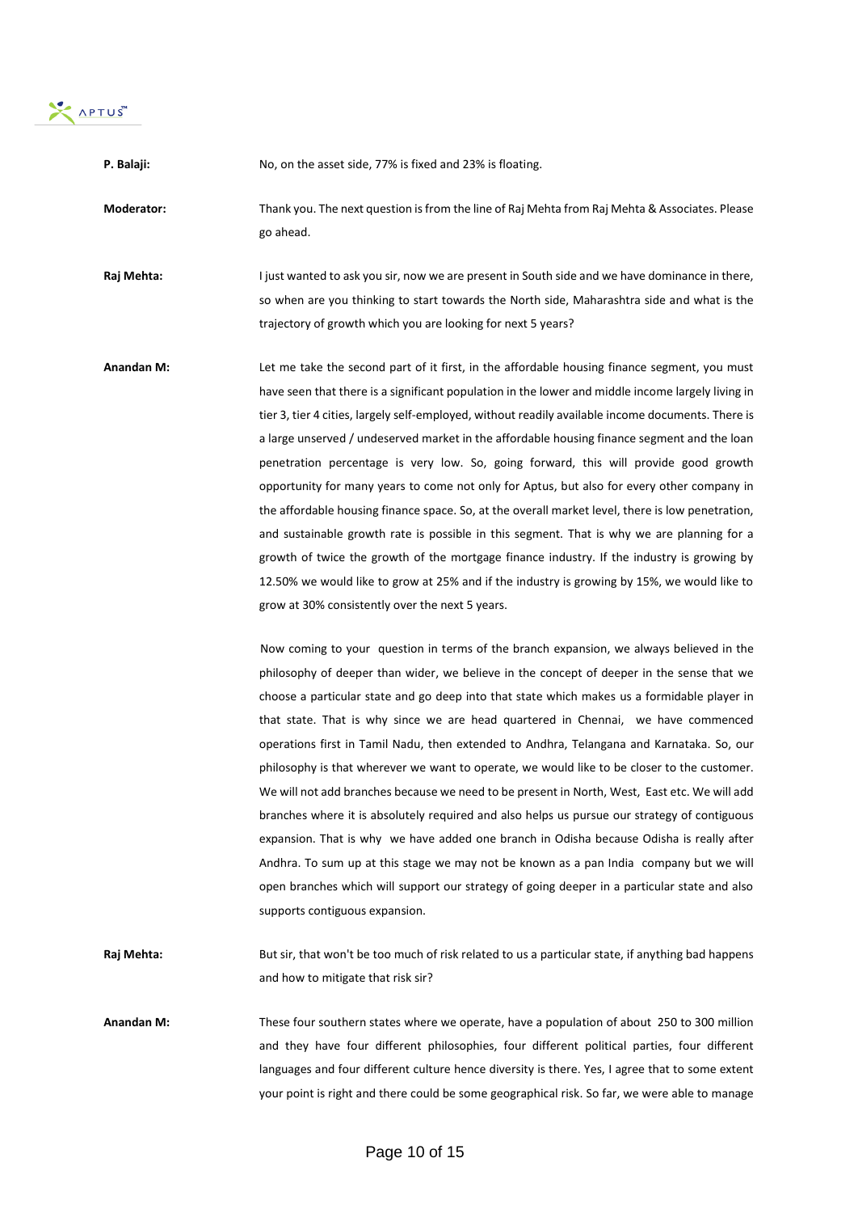**P. Balaji:** No, on the asset side, 77% is fixed and 23% is floating.

**Moderator:** Thank you. The next question is from the line of Raj Mehta from Raj Mehta & Associates. Please go ahead.

**Raj Mehta:** I just wanted to ask you sir, now we are present in South side and we have dominance in there, so when are you thinking to start towards the North side, Maharashtra side and what is the trajectory of growth which you are looking for next 5 years?

**Anandan M:** Let me take the second part of it first, in the affordable housing finance segment, you must have seen that there is a significant population in the lower and middle income largely living in tier 3, tier 4 cities, largely self-employed, without readily available income documents. There is a large unserved / undeserved market in the affordable housing finance segment and the loan penetration percentage is very low. So, going forward, this will provide good growth opportunity for many years to come not only for Aptus, but also for every other company in the affordable housing finance space. So, at the overall market level, there is low penetration, and sustainable growth rate is possible in this segment. That is why we are planning for a growth of twice the growth of the mortgage finance industry. If the industry is growing by 12.50% we would like to grow at 25% and if the industry is growing by 15%, we would like to grow at 30% consistently over the next 5 years.

Now coming to your question in terms of the branch expansion, we always believed in the philosophy of deeper than wider, we believe in the concept of deeper in the sense that we choose a particular state and go deep into that state which makes us a formidable player in that state. That is why since we are head quartered in Chennai, we have commenced operations first in Tamil Nadu, then extended to Andhra, Telangana and Karnataka. So, our philosophy is that wherever we want to operate, we would like to be closer to the customer. We will not add branches because we need to be present in North, West, East etc. We will add branches where it is absolutely required and also helps us pursue our strategy of contiguous expansion. That is why we have added one branch in Odisha because Odisha is really after Andhra. To sum up at this stage we may not be known as a pan India company but we will open branches which will support our strategy of going deeper in a particular state and also supports contiguous expansion.

**Raj Mehta:** But sir, that won't be too much of risk related to us a particular state, if anything bad happens and how to mitigate that risk sir?

**Anandan M:** These four southern states where we operate, have a population of about 250 to 300 million and they have four different philosophies, four different political parties, four different languages and four different culture hence diversity is there. Yes, I agree that to some extent your point is right and there could be some geographical risk. So far, we were able to manage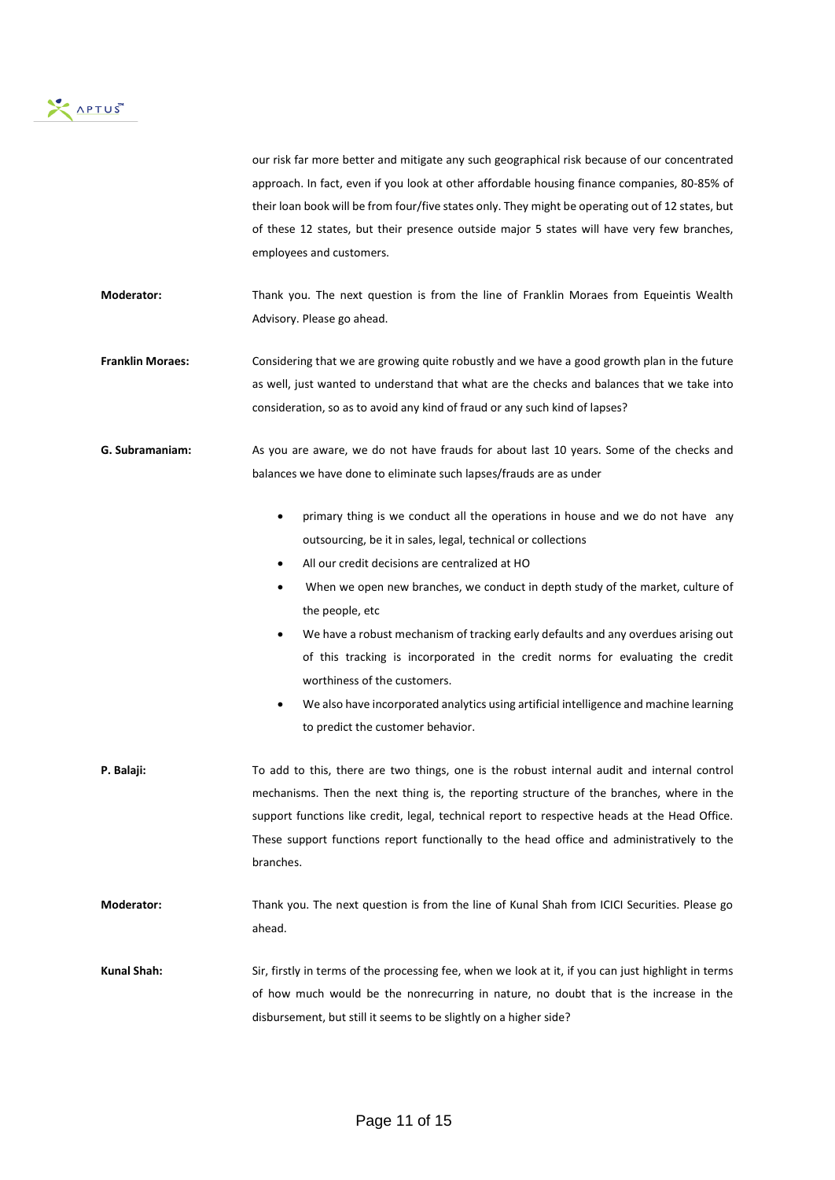our risk far more better and mitigate any such geographical risk because of our concentrated approach. In fact, even if you look at other affordable housing finance companies, 80-85% of their loan book will be from four/five states only. They might be operating out of 12 states, but of these 12 states, but their presence outside major 5 states will have very few branches, employees and customers.

**Moderator:** Thank you. The next question is from the line of Franklin Moraes from Equeintis Wealth Advisory. Please go ahead.

**Franklin Moraes:** Considering that we are growing quite robustly and we have a good growth plan in the future as well, just wanted to understand that what are the checks and balances that we take into consideration, so as to avoid any kind of fraud or any such kind of lapses?

**G. Subramaniam:** As you are aware, we do not have frauds for about last 10 years. Some of the checks and balances we have done to eliminate such lapses/frauds are as under

- primary thing is we conduct all the operations in house and we do not have any outsourcing, be it in sales, legal, technical or collections
- All our credit decisions are centralized at HO
- When we open new branches, we conduct in depth study of the market, culture of the people, etc
- We have a robust mechanism of tracking early defaults and any overdues arising out of this tracking is incorporated in the credit norms for evaluating the credit worthiness of the customers.
- We also have incorporated analytics using artificial intelligence and machine learning to predict the customer behavior.

**P. Balaji:** To add to this, there are two things, one is the robust internal audit and internal control mechanisms. Then the next thing is, the reporting structure of the branches, where in the support functions like credit, legal, technical report to respective heads at the Head Office. These support functions report functionally to the head office and administratively to the branches.

**Moderator:** Thank you. The next question is from the line of Kunal Shah from ICICI Securities. Please go ahead.

**Kunal Shah:** Sir, firstly in terms of the processing fee, when we look at it, if you can just highlight in terms of how much would be the nonrecurring in nature, no doubt that is the increase in the disbursement, but still it seems to be slightly on a higher side?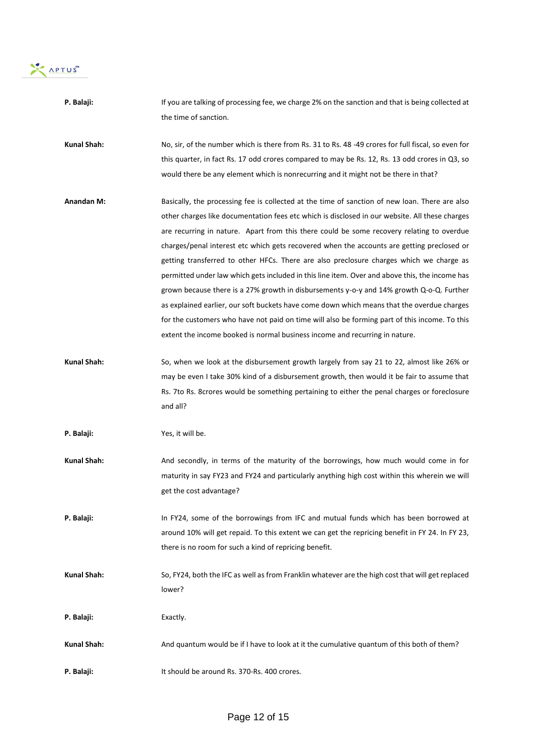**P. Balaji:** If you are talking of processing fee, we charge 2% on the sanction and that is being collected at the time of sanction.

**Kunal Shah:** No, sir, of the number which is there from Rs. 31 to Rs. 48 -49 crores for full fiscal, so even for this quarter, in fact Rs. 17 odd crores compared to may be Rs. 12, Rs. 13 odd crores in Q3, so would there be any element which is nonrecurring and it might not be there in that?

**Anandan M:** Basically, the processing fee is collected at the time of sanction of new loan. There are also other charges like documentation fees etc which is disclosed in our website. All these charges are recurring in nature. Apart from this there could be some recovery relating to overdue charges/penal interest etc which gets recovered when the accounts are getting preclosed or getting transferred to other HFCs. There are also preclosure charges which we charge as permitted under law which gets included in this line item. Over and above this, the income has grown because there is a 27% growth in disbursements y-o-y and 14% growth Q-o-Q. Further as explained earlier, our soft buckets have come down which means that the overdue charges for the customers who have not paid on time will also be forming part of this income. To this extent the income booked is normal business income and recurring in nature.

**Kunal Shah:** So, when we look at the disbursement growth largely from say 21 to 22, almost like 26% or may be even I take 30% kind of a disbursement growth, then would it be fair to assume that Rs. 7to Rs. 8crores would be something pertaining to either the penal charges or foreclosure and all?

**P. Balaji:** Yes, it will be.

**Kunal Shah:** And secondly, in terms of the maturity of the borrowings, how much would come in for maturity in say FY23 and FY24 and particularly anything high cost within this wherein we will get the cost advantage?

**P. Balaji:** In FY24, some of the borrowings from IFC and mutual funds which has been borrowed at around 10% will get repaid. To this extent we can get the repricing benefit in FY 24. In FY 23, there is no room for such a kind of repricing benefit.

**Kunal Shah:** So, FY24, both the IFC as well as from Franklin whatever are the high cost that will get replaced lower?

**P. Balaji:** Exactly.

**Kunal Shah:** And quantum would be if I have to look at it the cumulative quantum of this both of them?

**P. Balaji:** It should be around Rs. 370-Rs. 400 crores.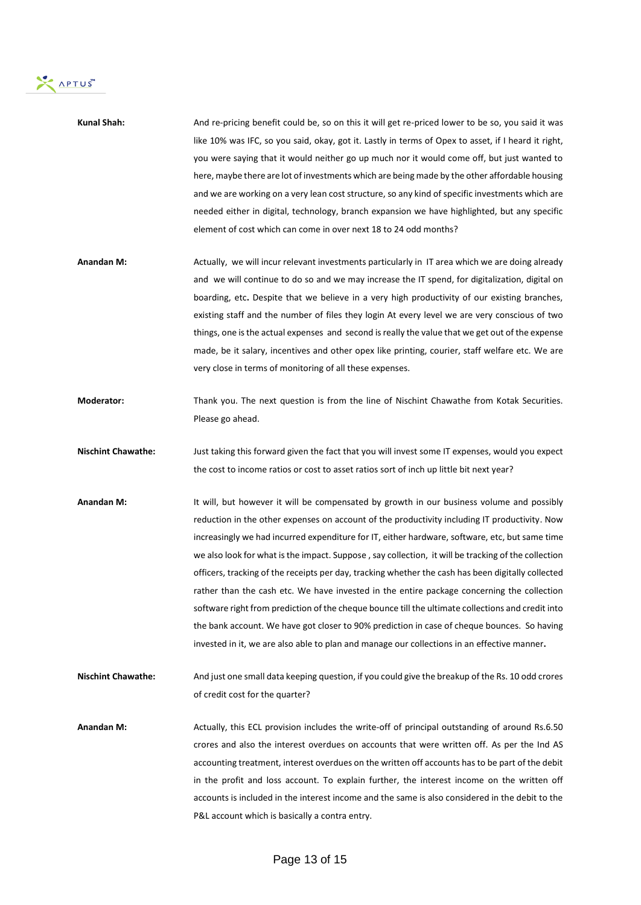**Kunal Shah:** And re-pricing benefit could be, so on this it will get re-priced lower to be so, you said it was like 10% was IFC, so you said, okay, got it. Lastly in terms of Opex to asset, if I heard it right, you were saying that it would neither go up much nor it would come off, but just wanted to here, maybe there are lot of investments which are being made by the other affordable housing and we are working on a very lean cost structure, so any kind of specific investments which are needed either in digital, technology, branch expansion we have highlighted, but any specific element of cost which can come in over next 18 to 24 odd months?

**Anandan M:** Actually, we will incur relevant investments particularly in IT area which we are doing already and we will continue to do so and we may increase the IT spend, for digitalization, digital on boarding, etc**.** Despite that we believe in a very high productivity of our existing branches, existing staff and the number of files they login At every level we are very conscious of two things, one is the actual expenses and second is really the value that we get out of the expense made, be it salary, incentives and other opex like printing, courier, staff welfare etc. We are very close in terms of monitoring of all these expenses.

**Moderator:** Thank you. The next question is from the line of Nischint Chawathe from Kotak Securities. Please go ahead.

**Nischint Chawathe:** Just taking this forward given the fact that you will invest some IT expenses, would you expect the cost to income ratios or cost to asset ratios sort of inch up little bit next year?

**Anandan M:** It will, but however it will be compensated by growth in our business volume and possibly reduction in the other expenses on account of the productivity including IT productivity. Now increasingly we had incurred expenditure for IT, either hardware, software, etc, but same time we also look for what is the impact. Suppose , say collection, it will be tracking of the collection officers, tracking of the receipts per day, tracking whether the cash has been digitally collected rather than the cash etc. We have invested in the entire package concerning the collection software right from prediction of the cheque bounce till the ultimate collections and credit into the bank account. We have got closer to 90% prediction in case of cheque bounces. So having invested in it, we are also able to plan and manage our collections in an effective manner**.**

**Nischint Chawathe:** And just one small data keeping question, if you could give the breakup of the Rs. 10 odd crores of credit cost for the quarter?

**Anandan M:** Actually, this ECL provision includes the write-off of principal outstanding of around Rs.6.50 crores and also the interest overdues on accounts that were written off. As per the Ind AS accounting treatment, interest overdues on the written off accounts has to be part of the debit in the profit and loss account. To explain further, the interest income on the written off accounts is included in the interest income and the same is also considered in the debit to the P&L account which is basically a contra entry.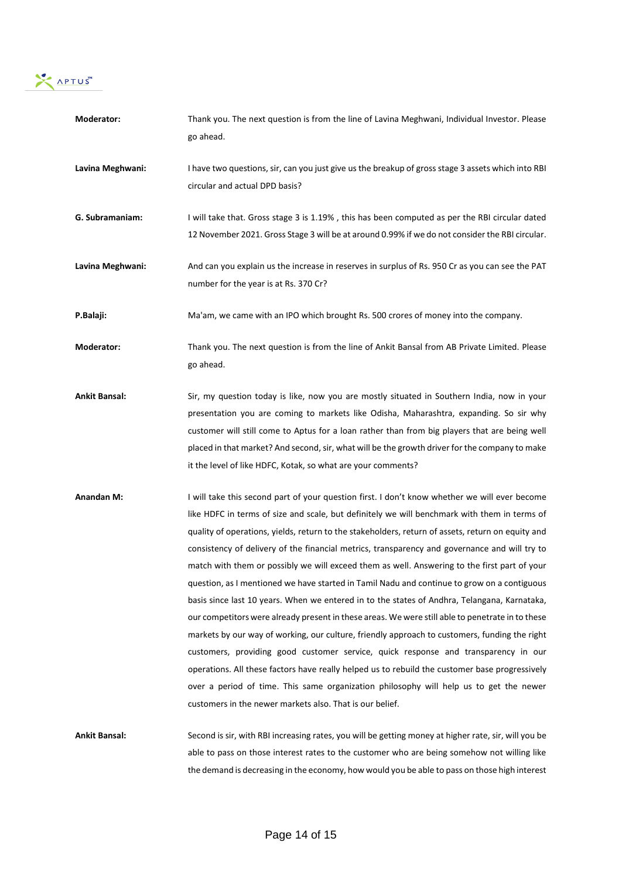**Moderator:** Thank you. The next question is from the line of Lavina Meghwani, Individual Investor. Please go ahead.

**Lavina Meghwani:** I have two questions, sir, can you just give us the breakup of gross stage 3 assets which into RBI circular and actual DPD basis?

**G. Subramaniam:** I will take that. Gross stage 3 is 1.19% , this has been computed as per the RBI circular dated 12 November 2021. Gross Stage 3 will be at around 0.99% if we do not consider the RBI circular.

**Lavina Meghwani:** And can you explain us the increase in reserves in surplus of Rs. 950 Cr as you can see the PAT number for the year is at Rs. 370 Cr?

**P.Balaji:** Ma'am, we came with an IPO which brought Rs. 500 crores of money into the company.

**Moderator:** Thank you. The next question is from the line of Ankit Bansal from AB Private Limited. Please go ahead.

**Ankit Bansal:** Sir, my question today is like, now you are mostly situated in Southern India, now in your presentation you are coming to markets like Odisha, Maharashtra, expanding. So sir why customer will still come to Aptus for a loan rather than from big players that are being well placed in that market? And second, sir, what will be the growth driver for the company to make it the level of like HDFC, Kotak, so what are your comments?

**Anandan M:** I will take this second part of your question first. I don't know whether we will ever become like HDFC in terms of size and scale, but definitely we will benchmark with them in terms of quality of operations, yields, return to the stakeholders, return of assets, return on equity and consistency of delivery of the financial metrics, transparency and governance and will try to match with them or possibly we will exceed them as well. Answering to the first part of your question, as I mentioned we have started in Tamil Nadu and continue to grow on a contiguous basis since last 10 years. When we entered in to the states of Andhra, Telangana, Karnataka, our competitors were already present in these areas. We were still able to penetrate in to these markets by our way of working, our culture, friendly approach to customers, funding the right customers, providing good customer service, quick response and transparency in our operations. All these factors have really helped us to rebuild the customer base progressively over a period of time. This same organization philosophy will help us to get the newer customers in the newer markets also. That is our belief.

**Ankit Bansal:** Second is sir, with RBI increasing rates, you will be getting money at higher rate, sir, will you be able to pass on those interest rates to the customer who are being somehow not willing like the demand is decreasing in the economy, how would you be able to pass on those high interest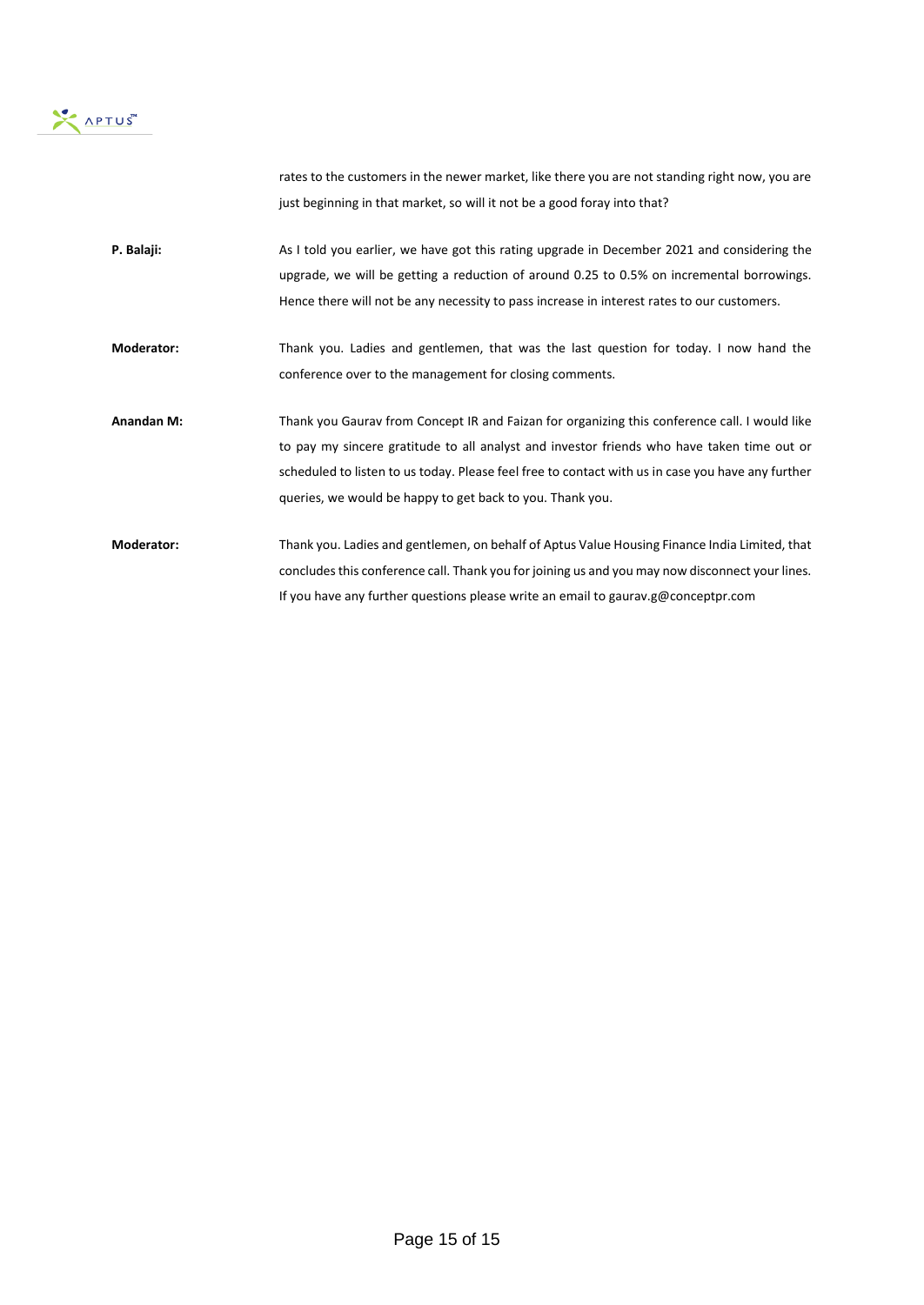rates to the customers in the newer market, like there you are not standing right now, you are just beginning in that market, so will it not be a good foray into that?

**P. Balaji:** As I told you earlier, we have got this rating upgrade in December 2021 and considering the upgrade, we will be getting a reduction of around 0.25 to 0.5% on incremental borrowings. Hence there will not be any necessity to pass increase in interest rates to our customers.

**Moderator:** Thank you. Ladies and gentlemen, that was the last question for today. I now hand the conference over to the management for closing comments.

**Anandan M:** Thank you Gaurav from Concept IR and Faizan for organizing this conference call. I would like to pay my sincere gratitude to all analyst and investor friends who have taken time out or scheduled to listen to us today. Please feel free to contact with us in case you have any further queries, we would be happy to get back to you. Thank you.

**Moderator:** Thank you. Ladies and gentlemen, on behalf of Aptus Value Housing Finance India Limited, that concludes this conference call. Thank you for joining us and you may now disconnect your lines. If you have any further questions please write an email to gaurav.g@conceptpr.com